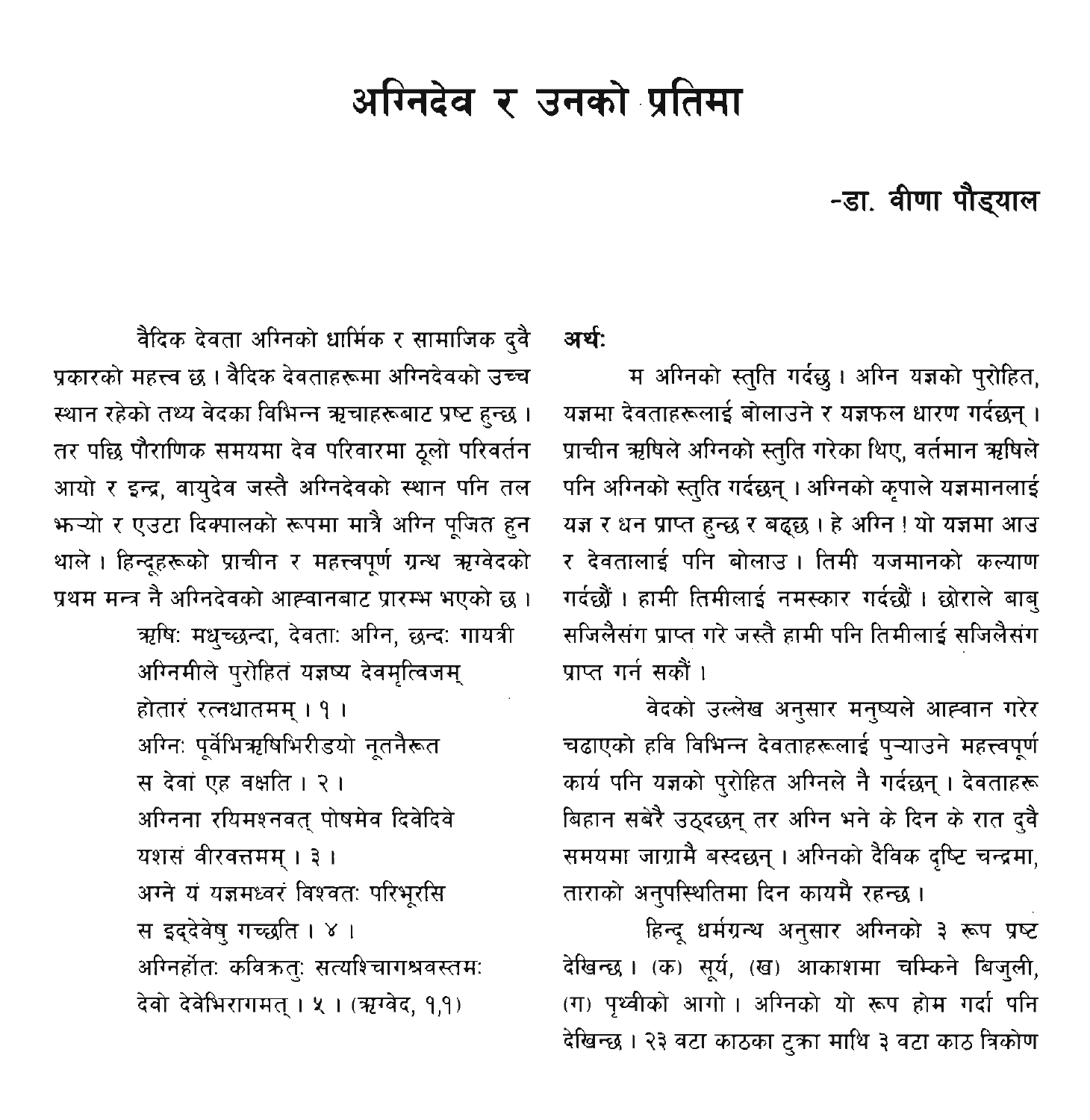# अग्निदेव र उनको प्रतिमा

**-डा. वीणा पौड्याल**

वैदिक देवता अग्निको धार्मिक र सामाजिक दुवै प्रकारको महत्त्व छ । वैदिक देवताहरूमा अग्निदेवको उच्च स्थान रहेको तथ्य वेदका विभिन्न ऋचाहरूबाट प्रष्ट हुन्छ । तर पछि पौराणिक समयमा देव परिवारमा ठूलो परिवर्तन आयो र इन्द्र, वायुदेव जस्तै अग्निदेवको स्थान पनि तल झऱ्यो र एउटा दिक्पालको रूपमा मात्रै अग्नि पूजित हुन थाले । हिन्दूहरूको प्राचीन र महत्त्वपूर्ण ग्रन्थ ऋग्वेदको प्रथम मन्त्र नै अग्निदेवको आह्वानबाट प्रारम्भ भएको छ ।

ऋषिः मधुच्छन्दा, देवताः अग्नि, छन्दः गायत्री
अग्निमीले पुरोहितं यज्ञष्य देवमृत्विजम्
होतारं रत्नधातमम् । १ ।
अग्निः पूर्वेभिऋषिभिरीडयो नूतनैरूत
स देवां एह वक्षति । २ ।
अग्निना रयिमश्नवत् पोषमेव दिवेदिवे
यशसं वीरवत्तमम् । ३ ।
अग्ने यं यज्ञमध्वरं विश्वतः परिभूरसि
स इद्देवेषु गच्छति । ४ ।
अग्निर्होतः कविक्रतुः सत्यश्चिागश्रवस्तमः
देवो देवेभिरागमत् । ५ । (ऋग्वेद, १,१)

**अर्थः**

म अग्निको स्तुति गर्दछु । अग्नि यज्ञको पुरोहित, यज्ञमा देवताहरूलाई बोलाउने र यज्ञफल धारण गर्दछन् । प्राचीन ऋषिले अग्निको स्तुति गरेका थिए, वर्तमान ऋषिले पनि अग्निको स्तुति गर्दछन् । अग्निको कृपाले यज्ञमानलाई यज्ञ र धन प्राप्त हुन्छ र बढ्छ । हे अग्नि ! यो यज्ञमा आउ र देवतालाई पनि बोलाउ । तिमी यजमानको कल्याण गर्दछौं । हामी तिमीलाई नमस्कार गर्दछौं । छोराले बाबु सजिलैसंग प्राप्त गरे जस्तै हामी पनि तिमीलाई सजिलैसंग प्राप्त गर्न सकौं ।

वेदको उल्लेख अनुसार मनुष्यले आह्वान गरेर चढाएको हवि विभिन्न देवताहरूलाई पुऱ्याउने महत्त्वपूर्ण कार्य पनि यज्ञको पुरोहित अग्निले नै गर्दछन् । देवताहरू बिहान सबेरै उठ्दछन् तर अग्नि भने के दिन के रात दुवै समयमा जाग्रामै बस्दछन् । अग्निको दैविक दृष्टि चन्द्रमा, ताराको अनुपस्थितिमा दिन कायमै रहन्छ ।

हिन्दू धर्मग्रन्थ अनुसार अग्निको ३ रूप प्रष्ट देखिन्छ । (क) सूर्य, (ख) आकाशमा चम्किने बिजुली, (ग) पृथ्वीको आगो । अग्निको यो रूप होम गर्दा पनि देखिन्छ । २३ वटा काठका टुक्रा माथि ३ वटा काठ त्रिकोण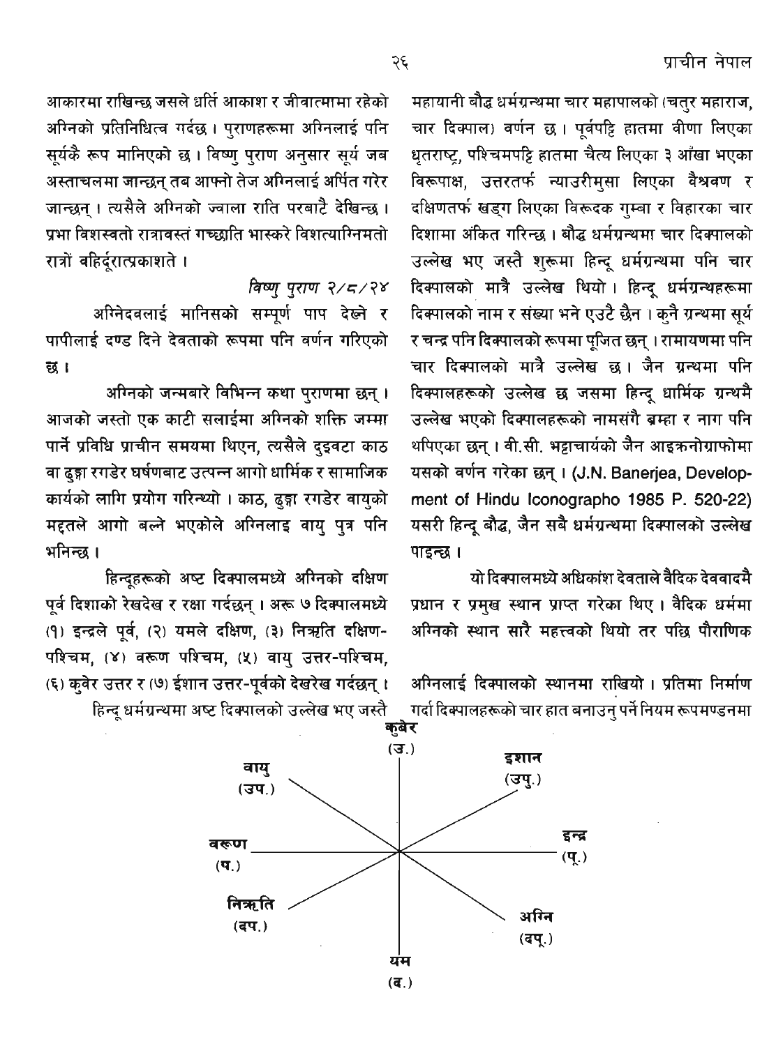आकारमा राखिन्छ जसले धर्ति आकाश र जीवात्मामा रहेको अग्निको प्रतिनिधित्व गर्दछ । पुराणहरूमा अग्निलाई पनि सूर्यकै रूप मानिएको छ । विष्णु पुराण अनुसार सूर्य जब अस्ताचलमा जान्छन् तब आफ्नो तेज अग्निलाई अर्पित गरेर जान्छन् । त्यसैले अग्निको ज्वाला राति परबाटै देखिन्छ । प्रभा विशस्वतो रात्रावस्तं गच्छाति भास्करे विशत्याग्निमतो रात्रों वहिर्दूरात्प्रकाशते ।

*विष्णु पुराण २/८/२४*

अग्निदेवलाई मानिसको सम्पूर्ण पाप देख्ने र पापीलाई दण्ड दिने देवताको रूपमा पनि वर्णन गरिएको छ ।

अग्निको जन्मबारे विभिन्न कथा पुराणमा छन् । आजको जस्तो एक काटी सलाईमा अग्निको शक्ति जम्मा पार्ने प्रविधि प्राचीन समयमा थिएन, त्यसैले दुइवटा काठ वा ढुङ्गा रगडेर घर्षणबाट उत्पन्न आगो धार्मिक र सामाजिक कार्यको लागि प्रयोग गरिन्थ्यो । काठ, ढुङ्गा रगडेर वायुको मद्दतले आगो बल्ने भएकोले अग्निलाइ वायु पुत्र पनि भनिन्छ ।

हिन्दूहरूको अष्ट दिक्पालमध्ये अग्निको दक्षिण पूर्व दिशाको रेखदेख र रक्षा गर्दछन् । अरू ७ दिक्पालमध्ये (१) इन्द्रले पूर्व, (२) यमले दक्षिण, (३) निऋति दक्षिण-पश्चिम, (४) वरूण पश्चिम, (५) वायु उत्तर-पश्चिम, (६) कुवेर उत्तर र (७) ईशान उत्तर-पूर्वको देखरेख गर्दछन् ।

हिन्दू धर्मग्रन्थमा अष्ट दिक्पालको उल्लेख भए जस्तै महायानी बौद्ध धर्मग्रन्थमा चार महापालको (चतुर महाराज, चार दिक्पाल) वर्णन छ । पूर्वपट्टि हातमा वीणा लिएका धृतराष्ट्र, पश्चिमपट्टि हातमा चैत्य लिएका ३ आँखा भएका विरूपाक्ष, उत्तरतर्फ न्याउरीमुसा लिएका वैश्रवण र दक्षिणतर्फ खड्ग लिएका विरूदक गुम्बा र विहारका चार दिशामा अंकित गरिन्छ । बौद्ध धर्मग्रन्थमा चार दिक्पालको उल्लेख भए जस्तै शुरूमा हिन्दू धर्मग्रन्थमा पनि चार दिक्पालको मात्रै उल्लेख थियो । हिन्दू धर्मग्रन्थहरूमा दिक्पालको नाम र संख्या भने एउटै छैन । कुनै ग्रन्थमा सूर्य र चन्द्र पनि दिक्पालको रूपमा पूजित छन् । रामायणमा पनि चार दिक्पालको मात्रै उल्लेख छ । जैन ग्रन्थमा पनि दिक्पालहरूको उल्लेख छ जसमा हिन्दू धार्मिक ग्रन्थमै उल्लेख भएको दिक्पालहरूको नामसंगै ब्रम्हा र नाग पनि थपिएका छन् । बी.सी. भट्टाचार्यको जैन आइकनोग्राफोमा यसको वर्णन गरेका छन् । (J.N. Banerjea, Development of Hindu Iconographo 1985 P. 520-22) यसरी हिन्दू बौद्ध, जैन सबै धर्मग्रन्थमा दिक्पालको उल्लेख पाइन्छ ।

यो दिक्पालमध्ये अधिकांश देवताले वैदिक देववादमै प्रधान र प्रमुख स्थान प्राप्त गरेका थिए । वैदिक धर्ममा अग्निको स्थान सारै महत्त्वको थियो तर पछि पौराणिक अग्निलाई दिक्पालको स्थानमा राखियो । प्रतिमा निर्माण गर्दा दिक्पालहरूको चार हात बनाउनु पर्ने नियम रूपमण्डनमा

कुबेर (उ.)
वायु (उप.)
इशान (उपु.)
वरूण (प.)
इन्द्र (पू.)
निऋति (दप.)
अग्नि (दपू.)
यम (द.)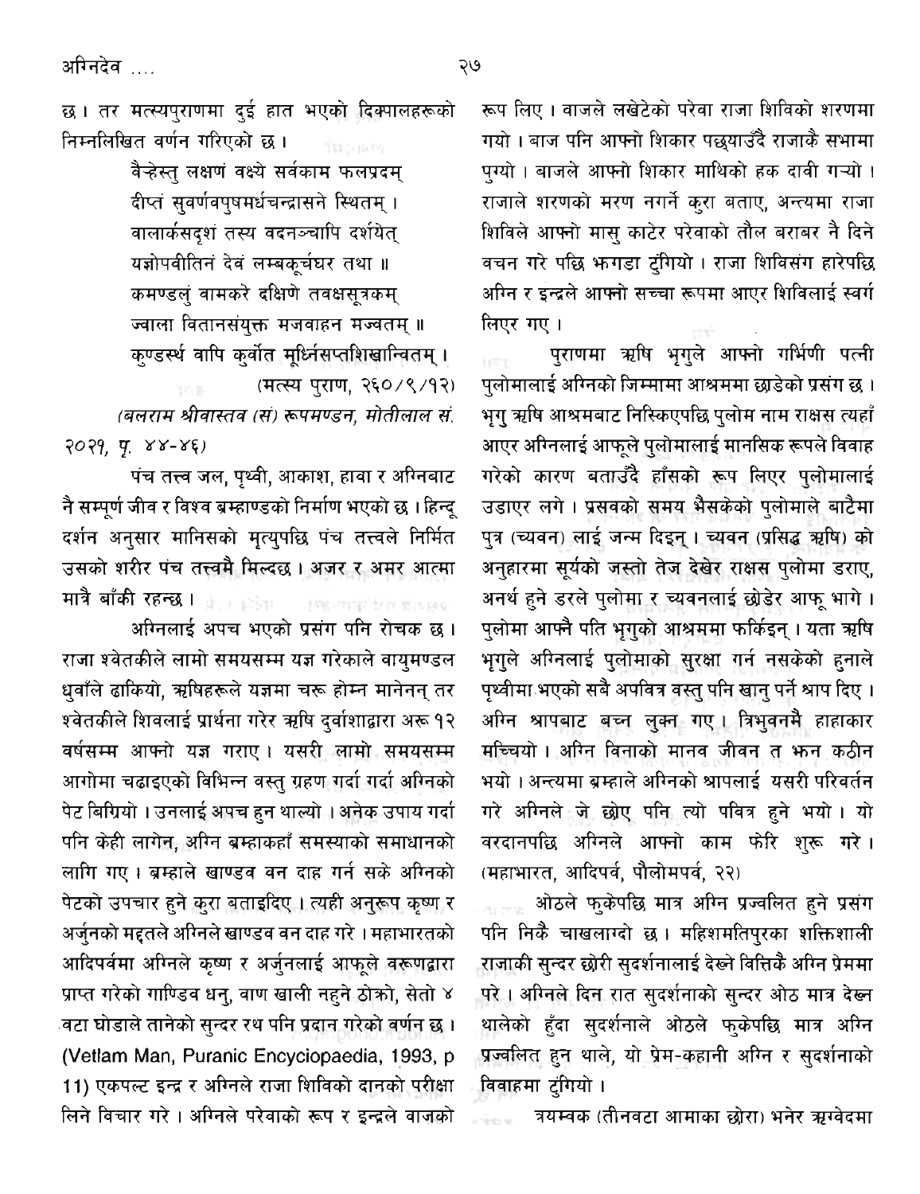छ । तर मत्स्यपुराणमा दुई हात भएको दिक्पालहरूको निम्नलिखित वर्णन गरिएको छ ।

> वैन्हेस्तु लक्षणं वक्ष्ये सर्वकाम फलप्रदम्
> दीप्तं सुवर्णवपुषमर्धचन्द्रासने स्थितम् ।
> वालार्कसदृशं तस्य वदनञ्चापि दर्शयेत्
> यज्ञोपवीतिनं देवं लम्बकूर्चधर तथा ॥
> कमण्डलुं वामकरे दक्षिणे तवक्षसूत्रकम्
> ज्वाला वितानसंयुक्त मजवाहन मज्वतम् ॥
> कुण्डस्थं वापि कुर्वीत मूर्ध्निसप्तशिखान्वितम् ।
> (मत्स्य पुराण, २६०/९/१२)

*(बलराम श्रीवास्तव (सं) रूपमण्डन, मोतीलाल सं. २०२१, पृ. ४४-४६)*

पंच तत्त्व जल, पृथ्वी, आकाश, हावा र अग्निबाट नै सम्पूर्ण जीव र विश्व ब्रम्हाण्डको निर्माण भएको छ । हिन्दू दर्शन अनुसार मानिसको मृत्युपछि पंच तत्त्वले निर्मित उसको शरीर पंच तत्त्वमै मिल्दछ । अजर र अमर आत्मा मात्रै बाँकी रहन्छ ।

अग्निलाई अपच भएको प्रसंग पनि रोचक छ । राजा श्वेतकीले लामो समयसम्म यज्ञ गरेकाले वायुमण्डल धुवाँले ढाकियो, ऋषिहरूले यज्ञमा चरू होम्न मानेनन् तर श्वेतकीले शिवलाई प्रार्थना गरेर ऋषि दुर्वाशाद्वारा अरू १२ वर्षसम्म आफ्नो यज्ञ गराए । यसरी लामो समयसम्म आगोमा चढाइएको विभिन्न वस्तु ग्रहण गर्दा गर्दा अग्निको पेट बिग्रियो । उनलाई अपच हुन थाल्यो । अनेक उपाय गर्दा पनि केही लागेन, अग्नि ब्रम्हाकहाँ समस्याको समाधानको लागि गए । ब्रम्हाले खाण्डव वन दाह गर्न सके अग्निको पेटको उपचार हुने कुरा बताइदिए । त्यही अनुरूप कृष्ण र अर्जुनको मद्दतले अग्निले खाण्डव वन दाह गरे । महाभारतको आदिपर्वमा अग्निले कृष्ण र अर्जुनलाई आफूले वरूणद्वारा प्राप्त गरेको गाण्डिव धनु, वाण खाली नहुने ठोक्रो, सेतो ४ वटा घोडाले तानेको सुन्दर रथ पनि प्रदान गरेको वर्णन छ । (Vetlam Man, Puranic Encyciopaedia, 1993, p 11) एकपल्ट इन्द्र र अग्निले राजा शिविको दानको परीक्षा लिने विचार गरे । अग्निले परेवाको रूप र इन्द्रले वाजको रूप लिए । वाजले लखेटेको परेवा राजा शिविको शरणमा गयो । बाज पनि आफ्नो शिकार पछ्याउँदै राजाकै सभामा पुग्यो । बाजले आफ्नो शिकार माथिको हक दावी गर्‍यो । राजाले शरणको मरण नगर्ने कुरा बताए, अन्त्यमा राजा शिविले आफ्नो मासु काटेर परेवाको तौल बराबर नै दिने वचन गरे पछि झगडा टुंगियो । राजा शिविसंग हारेपछि अग्नि र इन्द्रले आफ्नो सच्चा रूपमा आएर शिविलाई स्वर्ग लिएर गए ।

पुराणमा ऋषि भृगुले आफ्नो गर्भिणी पत्नी पुलोमालाई अग्निको जिम्मामा आश्रममा छाडेको प्रसंग छ । भृगु ऋषि आश्रमबाट निस्किएपछि पुलोम नाम राक्षस त्यहाँ आएर अग्निलाई आफूले पुलोमालाई मानसिक रूपले विवाह गरेको कारण बताउँदै हाँसको रूप लिएर पुलोमालाई उडाएर लगे । प्रसवको समय भैसकेको पुलोमाले बाटैमा पुत्र (च्यवन) लाई जन्म दिइन् । च्यवन (प्रसिद्ध ऋषि) को अनुहारमा सूर्यको जस्तो तेज देखेर राक्षस पुलोमा डराए, अनर्थ हुने डरले पुलोमा र च्यवनलाई छोडेर आफू भागे । पुलोमा आफ्नै पति भृगुको आश्रममा फर्किइन् । यता ऋषि भृगुले अग्निलाई पुलोमाको सुरक्षा गर्न नसकेको हुनाले पृथ्वीमा भएको सबै अपवित्र वस्तु पनि खानु पर्ने श्राप दिए । अग्नि श्रापबाट बच्न लुक्न गए । त्रिभुवनमै हाहाकार मच्चियो । अग्नि विनाको मानव जीवन त झन कठीन भयो । अन्त्यमा ब्रम्हाले अग्निको श्रापलाई यसरी परिवर्तन गरे अग्निले जे छोए पनि त्यो पवित्र हुने भयो । यो वरदानपछि अग्निले आफ्नो काम फेरि शुरू गरे । (महाभारत, आदिपर्व, पौलोमपर्व, २२)

ओठले फुकेपछि मात्र अग्नि प्रज्वलित हुने प्रसंग पनि निकै चाखलाग्दो छ । महिशमतिपुरका शक्तिशाली राजाकी सुन्दर छोरी सुदर्शनालाई देख्ने वित्तिकै अग्नि प्रेममा परे । अग्निले दिन रात सुदर्शनाको सुन्दर ओठ मात्र देख्न थालेको हुँदा सुदर्शनाले ओठले फुकेपछि मात्र अग्नि प्रज्वलित हुन थाले, यो प्रेम-कहानी अग्नि र सुदर्शनाको विवाहमा टुंगियो ।

त्रयम्बक (तीनवटा आमाका छोरा) भनेर ऋग्वेदमा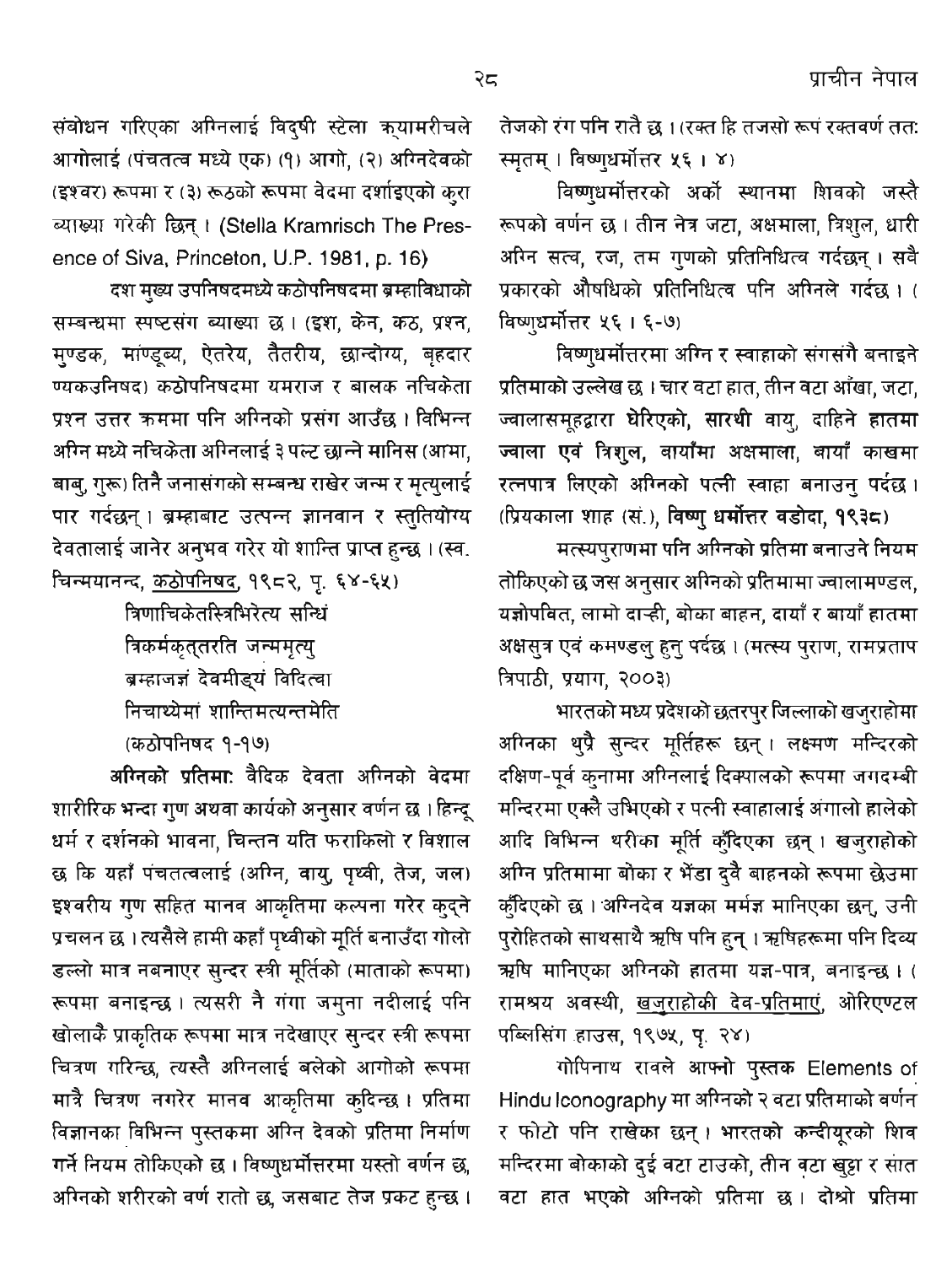संबोधन गरिएका अग्निलाई विदुषी स्टेला क्यामरीचले आगोलाई (पंचतत्व मध्ये एक) (१) आगो, (२) अग्निदेवको (इश्वर) रूपमा र (३) रूठको रूपमा वेदमा दर्शाइएको कुरा व्याख्या गरेकी छिन् । (Stella Kramrisch The Presence of Siva, Princeton, U.P. 1981, p. 16)

दश मुख्य उपनिषदमध्ये कठोपनिषदमा ब्रम्हाविधाको सम्बन्धमा स्पष्टसंग व्याख्या छ । (इश, केन, कठ, प्रश्न, मुण्डक, मांण्डूब्य, ऐतरेय, तैतरीय, छान्दोग्य, बृहदार ण्यकउनिषद) कठोपनिषदमा यमराज र बालक नचिकेता प्रश्न उत्तर क्रममा पनि अग्निको प्रसंग आउँछ । विभिन्न अग्नि मध्ये नचिकेता अग्निलाई ३ पल्ट छान्ने मानिस (आमा, बाबु, गुरू) तिनै जनासंगको सम्बन्ध राखेर जन्म र मृत्युलाई पार गर्दछन् । ब्रम्हाबाट उत्पन्न ज्ञानवान र स्तुतियोग्य देवतालाई जानेर अनुभव गरेर यो शान्ति प्राप्त हुन्छ । (स्व. चिन्मयानन्द, <u>कठोपनिषद</u>, १९८२, पृ. ६४-६५)

> त्रिणाचिकेतस्त्रिभिरेत्य सन्धिं
> त्रिकर्मकृत्तरति जन्ममृत्यु
> ब्रम्हाजज्ञं देवमीड्यं विदित्वा
> निचाय्येमां शान्तिमत्यन्तमेति
> (कठोपनिषद १-१७)

**अग्निको प्रतिमा:** वैदिक देवता अग्निको वेदमा शारीरिक भन्दा गुण अथवा कार्यको अनुसार वर्णन छ । हिन्दू धर्म र दर्शनको भावना, चिन्तन यति फराकिलो र विशाल छ कि यहाँ पंचतत्वलाई (अग्नि, वायु, पृथ्वी, तेज, जल) इश्वरीय गुण सहित मानव आकृतिमा कल्पना गरेर कुद्ने प्रचलन छ । त्यसैले हामी कहाँ पृथ्वीको मूर्ति बनाउँदा गोलो डल्लो मात्र नबनाएर सुन्दर स्त्री मूर्तिको (माताको रूपमा) रूपमा बनाइन्छ । त्यसरी नै गंगा जमुना नदीलाई पनि खोलाकै प्राकृतिक रूपमा मात्र नदेखाएर सुन्दर स्त्री रूपमा चित्रण गरिन्छ, त्यस्तै अग्निलाई बलेको आगोको रूपमा मात्रै चित्रण नगरेर मानव आकृतिमा कुदिन्छ । प्रतिमा विज्ञानका विभिन्न पुस्तकमा अग्नि देवको प्रतिमा निर्माण गर्ने नियम तोकिएको छ । विष्णुधर्मोत्तरमा यस्तो वर्णन छ, अग्निको शरीरको वर्ण रातो छ, जसबाट तेज प्रकट हुन्छ । तेजको रंग पनि रातै छ । (रक्त हि तजसो रूपं रक्तवर्ण ततः स्मृतम् । विष्णुधर्मोत्तर ५६ । ४)

विष्णुधर्मोत्तरको अर्को स्थानमा शिवको जस्तै रूपको वर्णन छ । तीन नेत्र जटा, अक्षमाला, त्रिशुल, धारी अग्नि सत्व, रज, तम गुणको प्रतिनिधित्व गर्दछन् । सबै प्रकारको औषधिको प्रतिनिधित्व पनि अग्निले गर्दछ । ( विष्णुधर्मोत्तर ५६ । ६-७)

विष्णुधर्मोत्तरमा अग्नि र स्वाहाको संगसंगै बनाइने प्रतिमाको उल्लेख छ । चार वटा हात, तीन वटा आँखा, जटा, ज्वालासमूहद्वारा घेरिएको, सारथी वायु, दाहिने हातमा ज्वाला एवं त्रिशुल, बायाँमा अक्षमाला, बायाँ काखमा रत्नपात्र लिएको अग्निको पत्नी स्वाहा बनाउनु पर्दछ । (प्रियकाला शाह (सं.), **विष्णु धर्मोत्तर वडोदा, १९३८**)

मत्स्यपुराणमा पनि अग्निको प्रतिमा बनाउने नियम तोकिएको छ जस अनुसार अग्निको प्रतिमामा ज्वालामण्डल, यज्ञोपवित, लामो दाह्री, बोका बाहन, दायाँ र बायाँ हातमा अक्षसुत्र एवं कमण्डलु हुनु पर्दछ । (मत्स्य पुराण, रामप्रताप त्रिपाठी, प्रयाग, २००३)

भारतको मध्य प्रदेशको छतरपुर जिल्लाको खजुराहोमा अग्निका थुप्रै सुन्दर मूर्तिहरू छन् । लक्ष्मण मन्दिरको दक्षिण-पूर्व कुनामा अग्निलाई दिक्पालको रूपमा जगदम्बी मन्दिरमा एक्लै उभिएको र पत्नी स्वाहालाई अंगालो हालेको आदि विभिन्न थरीका मूर्ति कुँदिएका छन् । खजुराहोको अग्नि प्रतिमामा बोका र भेंडा दुवै बाहनको रूपमा छेउमा कुँदिएको छ । अग्निदेव यज्ञका मर्मज्ञ मानिएका छन्, उनी पुरोहितको साथसाथै ऋषि पनि हुन् । ऋषिहरूमा पनि दिव्य ऋषि मानिएका अग्निको हातमा यज्ञ-पात्र, बनाइन्छ । ( रामश्रय अवस्थी, <u>खजुराहोकी देव-प्रतिमाएं</u>, ओरिएण्टल पब्लिसिंग हाउस, १९७५, पृ. २४)

गोपिनाथ रावले आफ्नो पुस्तक Elements of Hindu Iconography मा अग्निको २ वटा प्रतिमाको वर्णन र फोटो पनि राखेका छन् । भारतको कन्दीयूरको शिव मन्दिरमा बोकाको दुई वटा टाउको, तीन वटा खुट्टा र सात वटा हात भएको अग्निको प्रतिमा छ । दोश्रो प्रतिमा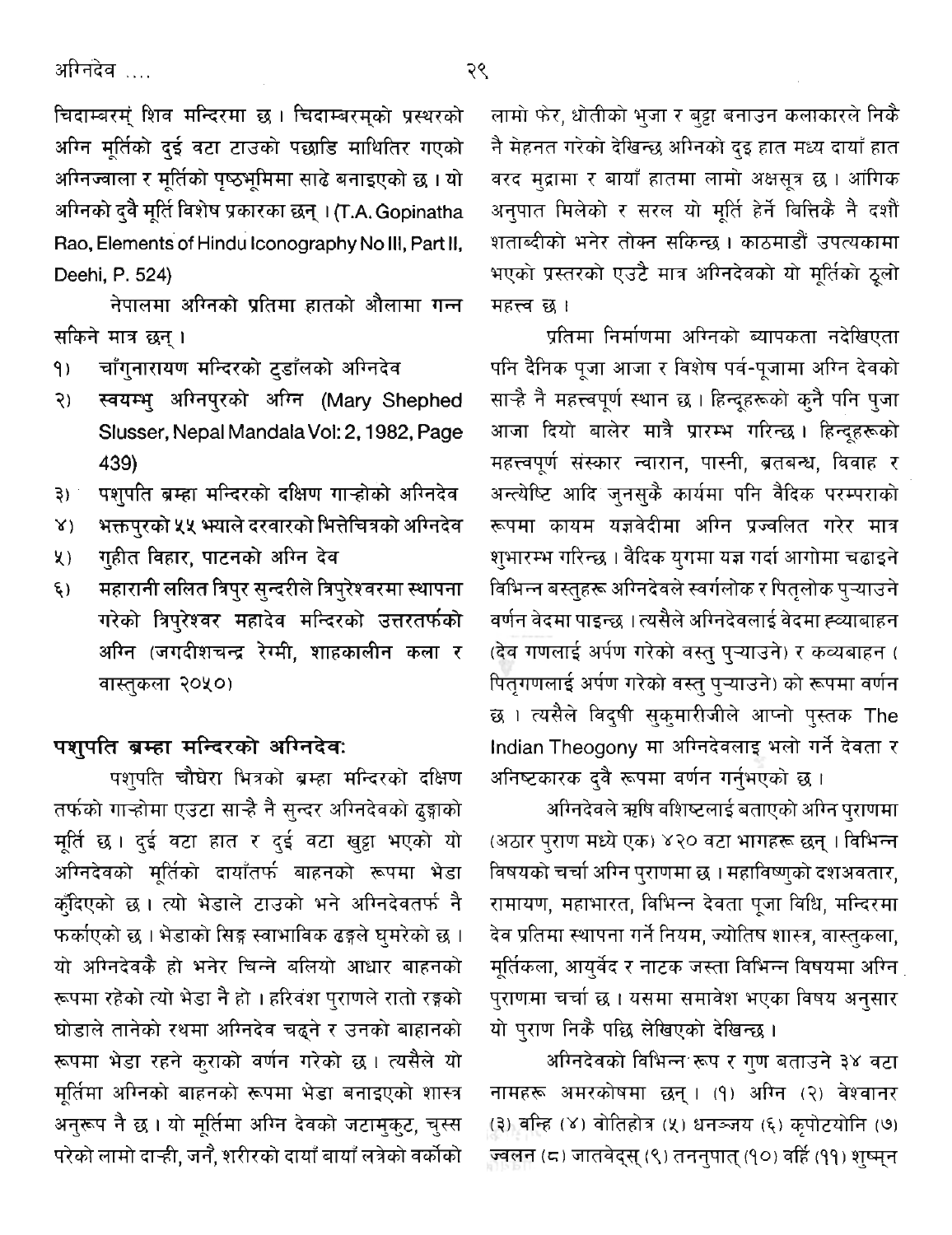चिदाम्बरम् शिव मन्दिरमा छ। चिदाम्बरम्को प्रस्थरको अग्नि मूर्तिको दुई वटा टाउको पछाडि माथितिर गएको अग्निज्वाला र मूर्तिको पृष्ठभूमिमा साढे बनाइएको छ। यो अग्निको दुवै मूर्ति विशेष प्रकारका छन्। (T.A. Gopinatha Rao, Elements of Hindu Iconography No III, Part II, Deehi, P. 524)

नेपालमा अग्निको प्रतिमा हातको औंलामा गन्न सकिने मात्र छन्।

१) चाँगुनारायण मन्दिरको टुडाँलको अग्निदेव
२) स्वयम्भु अग्निपुरको अग्नि (Mary Shephed Slusser, Nepal Mandala Vol: 2, 1982, Page 439)
३) पशुपति ब्रम्हा मन्दिरको दक्षिण गाऱ्होको अग्निदेव
४) भक्तपुरको ५५ झ्याले दरवारको भित्तेचित्रको अग्निदेव
५) गुहीत विहार, पाटनको अग्नि देव
६) महारानी ललित त्रिपुर सुन्दरीले त्रिपुरेश्वरमा स्थापना गरेको त्रिपुरेश्वर महादेव मन्दिरको उत्तरतर्फको अग्नि (जगदीशचन्द्र रेग्मी, शाहकालीन कला र वास्तुकला २०५०)

## पशुपति ब्रम्हा मन्दिरको अग्निदेवः

पशुपति चौघेरा भित्रको ब्रम्हा मन्दिरको दक्षिण तर्फको गाऱ्होमा एउटा साह्रै नै सुन्दर अग्निदेवको ढुङ्गाको मूर्ति छ। दुई वटा हात र दुई वटा खुट्टा भएको यो अग्निदेवको मूर्तिको दायाँतर्फ बाहनको रूपमा भेडा कुँदिएको छ। त्यो भेडाले टाउको भने अग्निदेवतर्फ नै फर्काएको छ। भेडाको सिङ्ग स्वाभाविक ढङ्गले घुमेरेको छ। यो अग्निदेवकै हो भनेर चिन्ने बलियो आधार बाहनको रूपमा रहेको त्यो भेडा नै हो। हरिवंश पुराणले रातो रङ्गको घोडाले तानेको रथमा अग्निदेव चढ्ने र उनको बाहानको रूपमा भेडा रहने कुराको वर्णन गरेको छ। त्यसैले यो मूर्तिमा अग्निको बाहनको रूपमा भेडा बनाइएको शास्त्र अनुरूप नै छ। यो मूर्तिमा अग्नि देवको जटामुकुट, चुस्स परेको लामो दाऱ्ही, जनै, शरीरको दायाँ बायाँ लत्रेको वर्कोको लामो फेर, धोतीको भुजा र बुट्टा बनाउन कलाकारले निकै नै मेहनत गरेको देखिन्छ अग्निको दुइ हात मध्य दायाँ हात वरद मुद्रामा र बायाँ हातमा लामो अक्षसूत्र छ। आंगिक अनुपात मिलेको र सरल यो मूर्ति हेर्ने बित्तिकै नै दशौं शताब्दीको भनेर तोक्न सकिन्छ। काठमाडौं उपत्यकामा भएको प्रस्तरको एउटै मात्र अग्निदेवको यो मूर्तिको ठूलो महत्त्व छ।

प्रतिमा निर्माणमा अग्निको ब्यापकता नदेखिएता पनि दैनिक पूजा आजा र विशेष पर्व-पूजामा अग्नि देवको साह्रै नै महत्त्वपूर्ण स्थान छ। हिन्दूहरूको कुनै पनि पुजा आजा दियो बालेर मात्रै प्रारम्भ गरिन्छ। हिन्दूहरूको महत्त्वपूर्ण संस्कार न्वारान, पास्नी, ब्रतबन्ध, विवाह र अन्त्येष्टि आदि जुनसुकै कार्यमा पनि वैदिक परम्पराको रूपमा कायम यज्ञवेदीमा अग्नि प्रज्वलित गरेर मात्र शुभारम्भ गरिन्छ। वैदिक युगमा यज्ञ गर्दा आगोमा चढाइने विभिन्न बस्तुहरू अग्निदेवले स्वर्गलोक र पितृलोक पुऱ्याउने वर्णन वेदमा पाइन्छ। त्यसैले अग्निदेवलाई वेदमा ह्व्याबाहन (देव गणलाई अर्पण गरेको वस्तु पुऱ्याउने) र कव्यबाहन (पितृगणलाई अर्पण गरेको वस्तु पुऱ्याउने) को रूपमा वर्णन छ। त्यसैले विदुषी सुकुमारीजीले आफ्नो पुस्तक The Indian Theogony मा अग्निदेवलाइ भलो गर्ने देवता र अनिष्टकारक दुवै रूपमा वर्णन गर्नुभएको छ।

अग्निदेवले ऋषि वशिष्टलाई बताएको अग्नि पुराणमा (अठार पुराण मध्ये एक) ४२० वटा भागहरू छन्। विभिन्न विषयको चर्चा अग्नि पुराणमा छ। महाविष्णुको दशअवतार, रामायण, महाभारत, विभिन्न देवता पूजा विधि, मन्दिरमा देव प्रतिमा स्थापना गर्ने नियम, ज्योतिष शास्त्र, वास्तुकला, मूर्तिकला, आयुर्वेद र नाटक जस्ता विभिन्न विषयमा अग्नि पुराणमा चर्चा छ। यसमा समावेश भएका विषय अनुसार यो पुराण निकै पछि लेखिएको देखिन्छ।

अग्निदेवको विभिन्न रूप र गुण बताउने ३४ वटा नामहरू अमरकोषमा छन्। (१) अग्नि (२) वेश्वानर (३) वन्हि (४) वोतिहोत्र (५) धनञ्जय (६) कृपोटयोनि (७) ज्वलन (८) जातवेद्स् (९) तननुपात् (१०) वर्हि (११) शुष्मन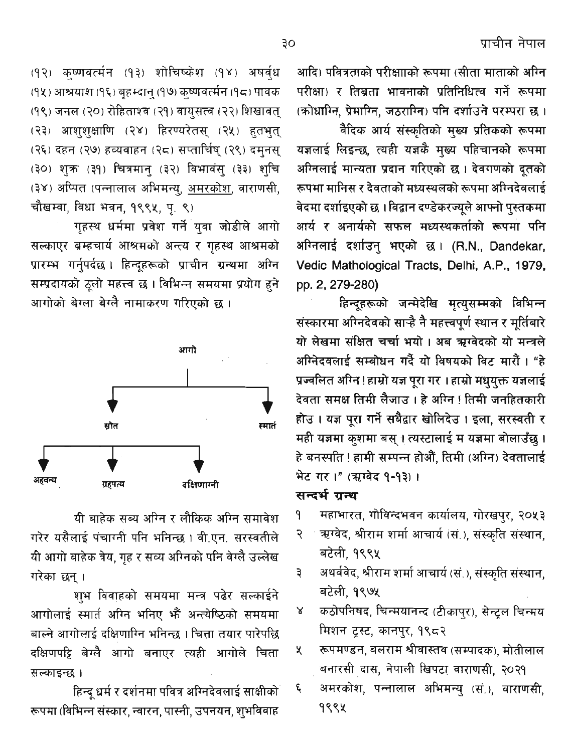(१२) कृष्णवर्त्मन (१३) शोचिष्केश (१४) अषर्वुध (१५) आश्रयाश (१६) बृहम्दानु (१७) कृष्णवर्त्मन (१८) पावक (१९) जनल (२०) रोहिताश्व (२१) वायुसत्व (२२) शिखावत् (२३) आशुशुक्षाणि (२४) हिरण्यरेतस् (२५) हुतभुत् (२६) दहन (२७) हव्यवाहन (२८) सप्तार्चिष् (२९) दमुनस् (३०) शुक्र (३१) चित्रमानु (३२) विभावंसु (३३) शुचि (३४) अप्पित (पन्नालाल अभिमन्यु, <u>अमरकोश</u>, वाराणसी, चौखम्वा, विधा भवन, १९९५, पृ. ९)

गृहस्थ धर्ममा प्रवेश गर्ने युवा जोडीले आगो सल्काएर ब्रम्हचार्य आश्रमको अन्त्य र गृहस्थ आश्रमको प्रारम्भ गर्नुपर्दछ। हिन्दूहरूको प्राचीन ग्रन्थमा अग्नि सम्प्रदायको ठूलो महत्त्व छ। विभिन्न समयमा प्रयोग हुने आगोको बेग्ला बेग्लै नामाकरण गरिएको छ।

- आगो
  - स्रोत
    - अहवन्य
    - ग्रहपत्य
    - दक्षिणाग्नी
  - स्मार्त

यी बाहेक सब्य अग्नि र लौकिक अग्नि समावेश गरेर यसैलाई पंचाग्नी पनि भनिन्छ। वी.एन. सरस्वतीले यी आगो बाहेक त्रेय, गृह र सव्य अग्निको पनि वेग्लै उल्लेख गरेका छन्।

शुभ विवाहको समयमा मन्त्र पढेर सल्काईने आगोलाई स्मार्त अग्नि भनिए झैं अन्त्येष्ठिको समयमा बाल्ने आगोलाई दक्षिणाग्नि भनिन्छ। चित्ता तयार पारेपछि दक्षिणपट्टि बेग्लै आगो बनाएर त्यही आगोले चिता सल्काइन्छ।

हिन्दू धर्म र दर्शनमा पवित्र अग्निदेवलाई साक्षीको रूपमा (विभिन्न संस्कार, न्वारन, पास्नी, उपनयन, शुभविवाह आदि) पवित्रताको परीक्षाको रूपमा (सीता माताको अग्नि परीक्षा) र तिब्रता भावनाको प्रतिनिधित्व गर्ने रूपमा (क्रोधाग्नि, प्रेमाग्नि, जठराग्नि) पनि दर्शाउने परम्परा छ।

वैदिक आर्य संस्कृतिको मुख्य प्रतिकको रूपमा यज्ञलाई लिइन्छ, त्यही यज्ञकै मुख्य पहिचानको रूपमा अग्निलाई मान्यता प्रदान गरिएको छ। देवगणको दूतको रूपमा मानिस र देवताको मध्यस्थलको रूपमा अग्निदेवलाई वेदमा दर्शाइएको छ। विद्वान दण्डेकरज्यूले आफ्नो पुस्तकमा आर्य र अनार्यको सफल मध्यस्थकर्ताको रूपमा पनि अग्निलाई दर्शाउनु भएको छ। (R.N., Dandekar, Vedic Mathological Tracts, Delhi, A.P., 1979, pp. 2, 279-280)

हिन्दूहरूको जन्मेदेखि मृत्युसम्मको विभिन्न संस्कारमा अग्निदेवको साम्है नै महत्त्वपूर्ण स्थान र मूर्तिबारे यो लेखमा संक्षित चर्चा भयो। अब ऋग्वेदको यो मन्त्रले अग्निदेवलाई सम्बोधन गर्दै यो विषयको विट मारौं। "हे प्रज्वलित अग्नि! हाम्रो यज्ञ पूरा गर। हाम्रो मधुयुक्त यज्ञलाई देवता समक्ष तिमी लैजाउ। हे अग्नि! तिमी जनहितकारी होउ। यज्ञ पूरा गर्ने सबैद्वार खोलिदेउ। इला, सरस्वती र मही यज्ञमा कुशमा बस्। त्यस्टालाई म यज्ञमा बोलाउँछु। हे बनस्पति! हामी सम्पन्न होऔं, तिमी (अग्नि) देवतालाई भेट गर।" (ऋग्वेद १-१३)।

## सन्दर्भ ग्रन्थ

१ महाभारत, गोविन्दभवन कार्यालय, गोरखपुर, २०५३

२ ऋग्वेद, श्रीराम शर्मा आचार्य (सं.), संस्कृति संस्थान, बटेली, १९९५

३ अथर्ववेद, श्रीराम शर्मा आचार्य (सं.), संस्कृति संस्थान, बटेली, १९७५

४ कठोपनिषद, चिन्मयानन्द (टीकापुर), सेन्ट्रल चिन्मय मिशन ट्रस्ट, कानपुर, १९८२

५ रूपमण्डन, बलराम श्रीवास्तव (सम्पादक), मोतीलाल बनारसी दास, नेपाली खिपटा वाराणसी, २०२१

६ अमरकोश, पन्नालाल अभिमन्यु (सं.), वाराणसी, १९९५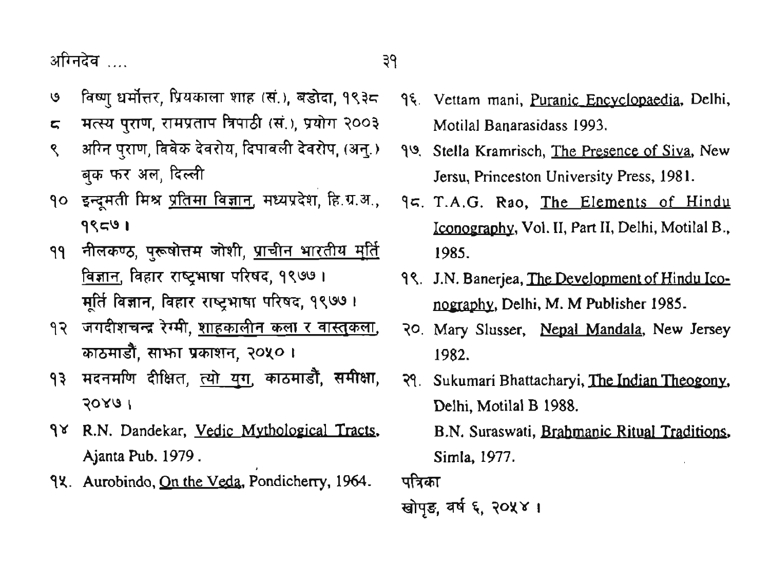७ विष्णु धर्मोत्तर, प्रियकाला शाह (सं.), बडोदा, १९३८

८ मत्स्य पुराण, रामप्रताप त्रिपाठी (सं.), प्रयोग २००३

९ अग्नि पुराण, विवेक देवरोय, दिपावली देवरोप, (अनु.) बुक फर अल, दिल्ली

१० इन्दूमती मिश्र प्रतिमा विज्ञान, मध्यप्रदेश, हि.ग्र.अ., १९८७।

११ नीलकण्ठ, पुरूषोत्तम जोशी, प्राचीन भारतीय मूर्ति विज्ञान, विहार राष्ट्रभाषा परिषद, १९७७। मूर्ति विज्ञान, विहार राष्ट्रभाषा परिषद, १९७७।

१२ जगदीशचन्द्र रेग्मी, शाहकालीन कला र वास्तुकला, काठमाडौं, साझा प्रकाशन, २०५०।

१३ मदनमणि दीक्षित, त्यो युग, काठमाडौं, समीक्षा, २०४७।

१४ R.N. Dandekar, Vedic Mythological Tracts, Ajanta Pub. 1979.

१५. Aurobindo, On the Veda, Pondicherry, 1964.

१६. Vettam mani, Puranic Encyclopaedia, Delhi, Motilal Banarasidass 1993.

१७. Stella Kramrisch, The Presence of Siva, New Jersu, Princeston University Press, 1981.

१८. T.A.G. Rao, The Elements of Hindu Iconography, Vol. II, Part II, Delhi, Motilal B., 1985.

१९. J.N. Banerjea, The Development of Hindu Iconography, Delhi, M. M Publisher 1985.

२०. Mary Slusser, Nepal Mandala, New Jersey 1982.

२१. Sukumari Bhattacharyi, The Indian Theogony, Delhi, Motilal B 1988.

B.N. Suraswati, Brahmanic Ritual Traditions, Simla, 1977.

पत्रिका

खोपृङ, वर्ष ६, २०५४।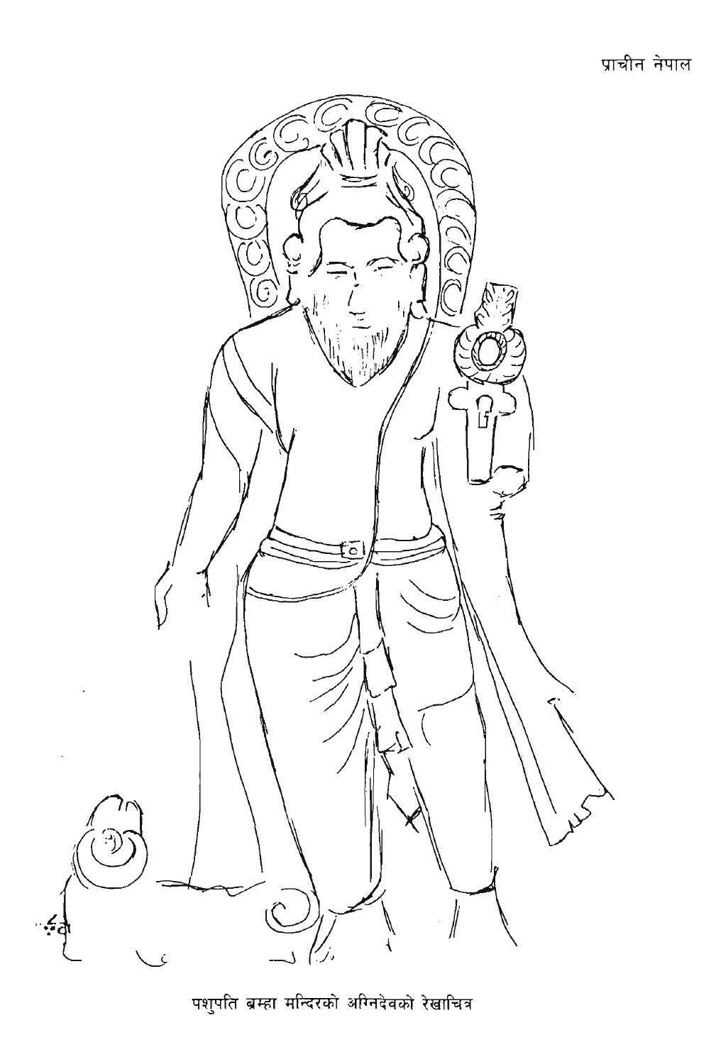पशुपति ब्रम्हा मन्दिरको अग्निदेवको रेखाचित्र